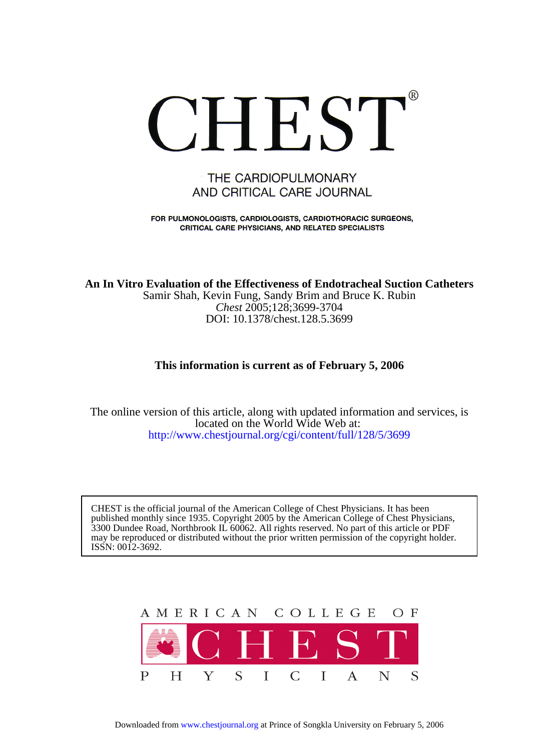# CHEST®

THE CARDIOPULMONARY AND CRITICAL CARE JOURNAL

FOR PULMONOLOGISTS, CARDIOLOGISTS, CARDIOTHORACIC SURGEONS, CRITICAL CARE PHYSICIANS, AND RELATED SPECIALISTS

**An In Vitro Evaluation of the Effectiveness of Endotracheal Suction Catheters**

Samir Shah, Kevin Fung, Sandy Brim and Bruce K. Rubin

*Chest* 2005;128;3699-3704

DOI: 10.1378/chest.128.5.3699

**This information is current as of February 5, 2006**

The online version of this article, along with updated information and services, is located on the World Wide Web at:

http://www.chestjournal.org/cgi/content/full/128/5/3699

CHEST is the official journal of the American College of Chest Physicians. It has been published monthly since 1935. Copyright 2005 by the American College of Chest Physicians, 3300 Dundee Road, Northbrook IL 60062. All rights reserved. No part of this article or PDF may be reproduced or distributed without the prior written permission of the copyright holder. ISSN: 0012-3692.

AMERICAN COLLEGE OF CHEST PHYSICIANS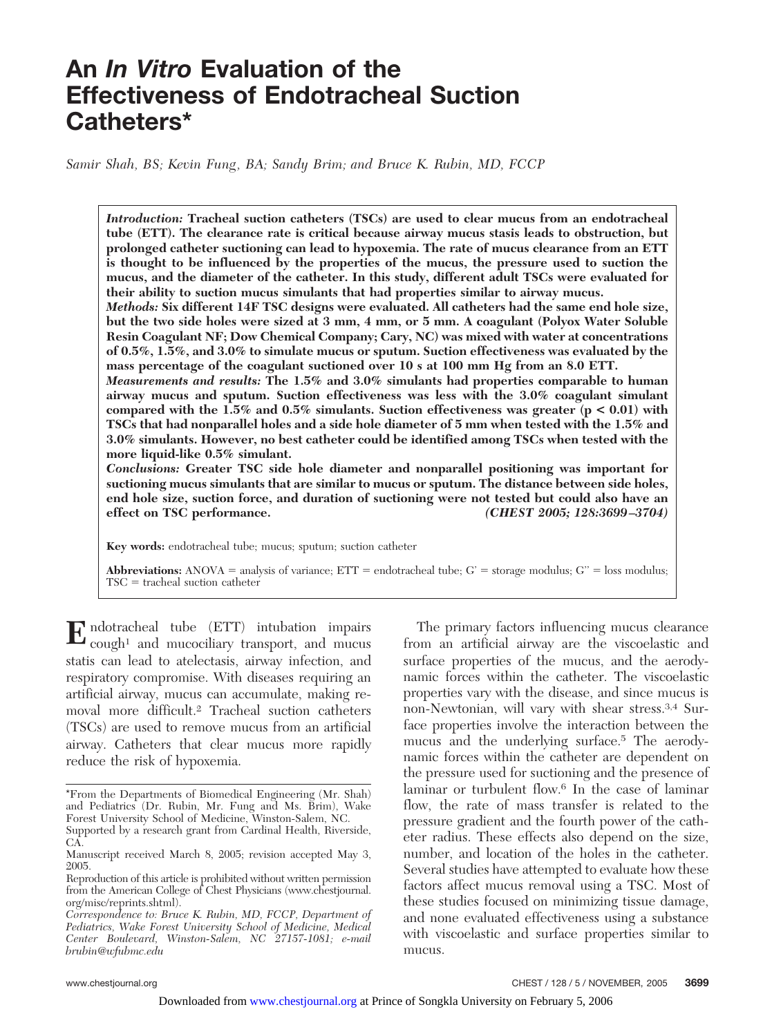# An *In Vitro* Evaluation of the Effectiveness of Endotracheal Suction Catheters*

*Samir Shah, BS; Kevin Fung, BA; Sandy Brim; and Bruce K. Rubin, MD, FCCP*

***Introduction:*** **Tracheal suction catheters (TSCs) are used to clear mucus from an endotracheal tube (ETT). The clearance rate is critical because airway mucus stasis leads to obstruction, but prolonged catheter suctioning can lead to hypoxemia. The rate of mucus clearance from an ETT is thought to be influenced by the properties of the mucus, the pressure used to suction the mucus, and the diameter of the catheter. In this study, different adult TSCs were evaluated for their ability to suction mucus simulants that had properties similar to airway mucus.**

***Methods:*** **Six different 14F TSC designs were evaluated. All catheters had the same end hole size, but the two side holes were sized at 3 mm, 4 mm, or 5 mm. A coagulant (Polyox Water Soluble Resin Coagulant NF; Dow Chemical Company; Cary, NC) was mixed with water at concentrations of 0.5%, 1.5%, and 3.0% to simulate mucus or sputum. Suction effectiveness was evaluated by the mass percentage of the coagulant suctioned over 10 s at 100 mm Hg from an 8.0 ETT.**

***Measurements and results:*** **The 1.5% and 3.0% simulants had properties comparable to human airway mucus and sputum. Suction effectiveness was less with the 3.0% coagulant simulant compared with the 1.5% and 0.5% simulants. Suction effectiveness was greater ($p < 0.01$) with TSCs that had nonparallel holes and a side hole diameter of 5 mm when tested with the 1.5% and 3.0% simulants. However, no best catheter could be identified among TSCs when tested with the more liquid-like 0.5% simulant.**

***Conclusions:*** **Greater TSC side hole diameter and nonparallel positioning was important for suctioning mucus simulants that are similar to mucus or sputum. The distance between side holes, end hole size, suction force, and duration of suctioning were not tested but could also have an effect on TSC performance.** ***(CHEST 2005; 128:3699–3704)***

**Key words:** endotracheal tube; mucus; sputum; suction catheter

**Abbreviations:** ANOVA = analysis of variance; ETT = endotracheal tube; G' = storage modulus; G" = loss modulus; TSC = tracheal suction catheter

Endotracheal tube (ETT) intubation impairs cough[1] and mucociliary transport, and mucus statis can lead to atelectasis, airway infection, and respiratory compromise. With diseases requiring an artificial airway, mucus can accumulate, making removal more difficult.[2] Tracheal suction catheters (TSCs) are used to remove mucus from an artificial airway. Catheters that clear mucus more rapidly reduce the risk of hypoxemia.

The primary factors influencing mucus clearance from an artificial airway are the viscoelastic and surface properties of the mucus, and the aerodynamic forces within the catheter. The viscoelastic properties vary with the disease, and since mucus is non-Newtonian, will vary with shear stress.[3,4] Surface properties involve the interaction between the mucus and the underlying surface.[5] The aerodynamic forces within the catheter are dependent on the pressure used for suctioning and the presence of laminar or turbulent flow.[6] In the case of laminar flow, the rate of mass transfer is related to the pressure gradient and the fourth power of the catheter radius. These effects also depend on the size, number, and location of the holes in the catheter. Several studies have attempted to evaluate how these factors affect mucus removal using a TSC. Most of these studies focused on minimizing tissue damage, and none evaluated effectiveness using a substance with viscoelastic and surface properties similar to mucus.

*From the Departments of Biomedical Engineering (Mr. Shah) and Pediatrics (Dr. Rubin, Mr. Fung and Ms. Brim), Wake Forest University School of Medicine, Winston-Salem, NC.

Supported by a research grant from Cardinal Health, Riverside, CA.

Manuscript received March 8, 2005; revision accepted May 3, 2005.

Reproduction of this article is prohibited without written permission from the American College of Chest Physicians (www.chestjournal.org/misc/reprints.shtml).

*Correspondence to: Bruce K. Rubin, MD, FCCP, Department of Pediatrics, Wake Forest University School of Medicine, Medical Center Boulevard, Winston-Salem, NC 27157-1081; e-mail brubin@wfubmc.edu*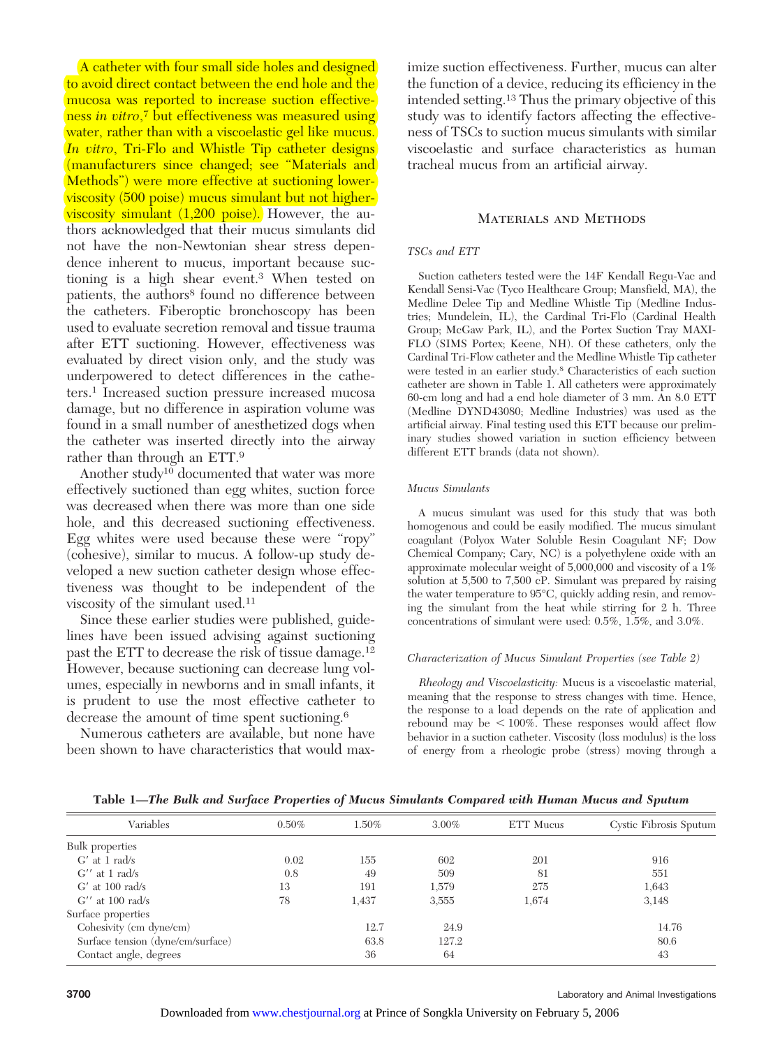A catheter with four small side holes and designed to avoid direct contact between the end hole and the mucosa was reported to increase suction effectiveness *in vitro*,[7] but effectiveness was measured using water, rather than with a viscoelastic gel like mucus. *In vitro*, Tri-Flo and Whistle Tip catheter designs (manufacturers since changed; see "Materials and Methods") were more effective at suctioning lower-viscosity (500 poise) mucus simulant but not higher-viscosity simulant (1,200 poise). However, the authors acknowledged that their mucus simulants did not have the non-Newtonian shear stress dependence inherent to mucus, important because suctioning is a high shear event.[3] When tested on patients, the authors[8] found no difference between the catheters. Fiberoptic bronchoscopy has been used to evaluate secretion removal and tissue trauma after ETT suctioning. However, effectiveness was evaluated by direct vision only, and the study was underpowered to detect differences in the catheters.[1] Increased suction pressure increased mucosa damage, but no difference in aspiration volume was found in a small number of anesthetized dogs when the catheter was inserted directly into the airway rather than through an ETT.[9]

Another study[10] documented that water was more effectively suctioned than egg whites, suction force was decreased when there was more than one side hole, and this decreased suctioning effectiveness. Egg whites were used because these were "ropy" (cohesive), similar to mucus. A follow-up study developed a new suction catheter design whose effectiveness was thought to be independent of the viscosity of the simulant used.[11]

Since these earlier studies were published, guidelines have been issued advising against suctioning past the ETT to decrease the risk of tissue damage.[12] However, because suctioning can decrease lung volumes, especially in newborns and in small infants, it is prudent to use the most effective catheter to decrease the amount of time spent suctioning.[6]

Numerous catheters are available, but none have been shown to have characteristics that would maximize suction effectiveness. Further, mucus can alter the function of a device, reducing its efficiency in the intended setting.[13] Thus the primary objective of this study was to identify factors affecting the effectiveness of TSCs to suction mucus simulants with similar viscoelastic and surface characteristics as human tracheal mucus from an artificial airway.

## Materials and Methods

### *TSCs and ETT*

Suction catheters tested were the 14F Kendall Regu-Vac and Kendall Sensi-Vac (Tyco Healthcare Group; Mansfield, MA), the Medline Delee Tip and Medline Whistle Tip (Medline Industries; Mundelein, IL), the Cardinal Tri-Flo (Cardinal Health Group; McGaw Park, IL), and the Portex Suction Tray MAXI-FLO (SIMS Portex; Keene, NH). Of these catheters, only the Cardinal Tri-Flow catheter and the Medline Whistle Tip catheter were tested in an earlier study.[8] Characteristics of each suction catheter are shown in Table 1. All catheters were approximately 60-cm long and had a end hole diameter of 3 mm. An 8.0 ETT (Medline DYND43080; Medline Industries) was used as the artificial airway. Final testing used this ETT because our preliminary studies showed variation in suction efficiency between different ETT brands (data not shown).

### *Mucus Simulants*

A mucus simulant was used for this study that was both homogenous and could be easily modified. The mucus simulant coagulant (Polyox Water Soluble Resin Coagulant NF; Dow Chemical Company; Cary, NC) is a polyethylene oxide with an approximate molecular weight of 5,000,000 and viscosity of a 1% solution at 5,500 to 7,500 cP. Simulant was prepared by raising the water temperature to 95°C, quickly adding resin, and removing the simulant from the heat while stirring for 2 h. Three concentrations of simulant were used: 0.5%, 1.5%, and 3.0%.

### *Characterization of Mucus Simulant Properties (see Table 2)*

*Rheology and Viscoelasticity:* Mucus is a viscoelastic material, meaning that the response to stress changes with time. Hence, the response to a load depends on the rate of application and rebound may be < 100%. These responses would affect flow behavior in a suction catheter. Viscosity (loss modulus) is the loss of energy from a rheologic probe (stress) moving through a

**Table 1—*The Bulk and Surface Properties of Mucus Simulants Compared with Human Mucus and Sputum***

| Variables | 0.50% | 1.50% | 3.00% | ETT Mucus | Cystic Fibrosis Sputum |
|---|---|---|---|---|---|
| Bulk properties | | | | | |
| G′ at 1 rad/s | 0.02 | 155 | 602 | 201 | 916 |
| G″ at 1 rad/s | 0.8 | 49 | 509 | 81 | 551 |
| G′ at 100 rad/s | 13 | 191 | 1,579 | 275 | 1,643 |
| G″ at 100 rad/s | 78 | 1,437 | 3,555 | 1,674 | 3,148 |
| Surface properties | | | | | |
| Cohesivity (cm dyne/cm) | | 12.7 | 24.9 | | 14.76 |
| Surface tension (dyne/cm/surface) | | 63.8 | 127.2 | | 80.6 |
| Contact angle, degrees | | 36 | 64 | | 43 |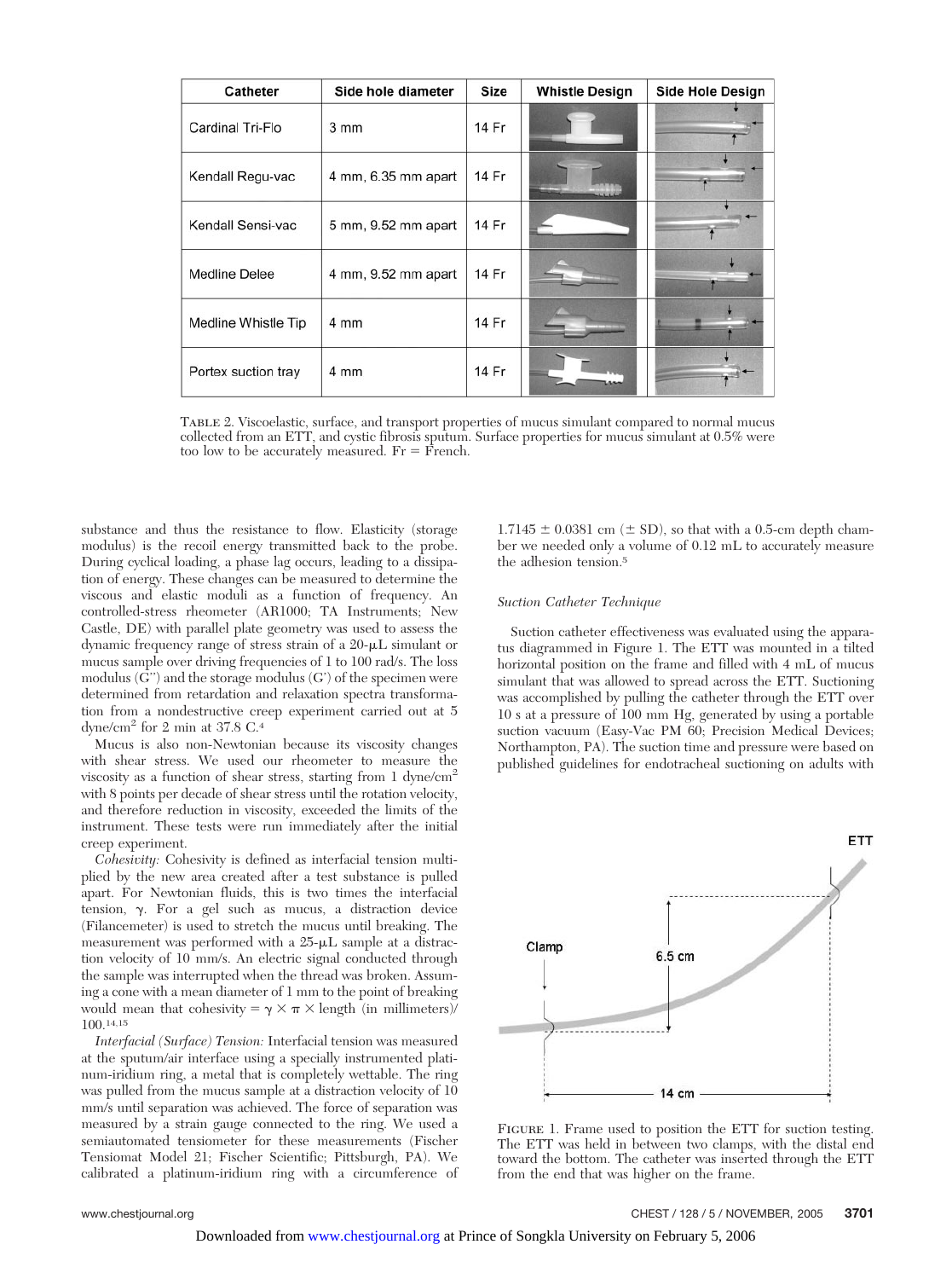| Catheter | Side hole diameter | Size | Whistle Design | Side Hole Design |
|---|---|---|---|---|
| Cardinal Tri-Flo | 3 mm | 14 Fr | | |
| Kendall Regu-vac | 4 mm, 6.35 mm apart | 14 Fr | | |
| Kendall Sensi-vac | 5 mm, 9.52 mm apart | 14 Fr | | |
| Medline Delee | 4 mm, 9.52 mm apart | 14 Fr | | |
| Medline Whistle Tip | 4 mm | 14 Fr | | |
| Portex suction tray | 4 mm | 14 Fr | | |

TABLE 2. Viscoelastic, surface, and transport properties of mucus simulant compared to normal mucus collected from an ETT, and cystic fibrosis sputum. Surface properties for mucus simulant at 0.5% were too low to be accurately measured. Fr = French.

substance and thus the resistance to flow. Elasticity (storage modulus) is the recoil energy transmitted back to the probe. During cyclical loading, a phase lag occurs, leading to a dissipation of energy. These changes can be measured to determine the viscous and elastic moduli as a function of frequency. An controlled-stress rheometer (AR1000; TA Instruments; New Castle, DE) with parallel plate geometry was used to assess the dynamic frequency range of stress strain of a 20-μL simulant or mucus sample over driving frequencies of 1 to 100 rad/s. The loss modulus (G") and the storage modulus (G') of the specimen were determined from retardation and relaxation spectra transformation from a nondestructive creep experiment carried out at 5 dyne/cm$^2$ for 2 min at 37.8 C.[4]

Mucus is also non-Newtonian because its viscosity changes with shear stress. We used our rheometer to measure the viscosity as a function of shear stress, starting from 1 dyne/cm$^2$ with 8 points per decade of shear stress until the rotation velocity, and therefore reduction in viscosity, exceeded the limits of the instrument. These tests were run immediately after the initial creep experiment.

*Cohesivity:* Cohesivity is defined as interfacial tension multiplied by the new area created after a test substance is pulled apart. For Newtonian fluids, this is two times the interfacial tension, γ. For a gel such as mucus, a distraction device (Filancemeter) is used to stretch the mucus until breaking. The measurement was performed with a 25-μL sample at a distraction velocity of 10 mm/s. An electric signal conducted through the sample was interrupted when the thread was broken. Assuming a cone with a mean diameter of 1 mm to the point of breaking would mean that cohesivity = $\gamma \times \pi \times$ length (in millimeters)/100.[14,15]

*Interfacial (Surface) Tension:* Interfacial tension was measured at the sputum/air interface using a specially instrumented platinum-iridium ring, a metal that is completely wettable. The ring was pulled from the mucus sample at a distraction velocity of 10 mm/s until separation was achieved. The force of separation was measured by a strain gauge connected to the ring. We used a semiautomated tensiometer for these measurements (Fischer Tensiomat Model 21; Fischer Scientific; Pittsburgh, PA). We calibrated a platinum-iridium ring with a circumference of 1.7145 ± 0.0381 cm (± SD), so that with a 0.5-cm depth chamber we needed only a volume of 0.12 mL to accurately measure the adhesion tension.[5]

### Suction Catheter Technique

Suction catheter effectiveness was evaluated using the apparatus diagrammed in Figure 1. The ETT was mounted in a tilted horizontal position on the frame and filled with 4 mL of mucus simulant that was allowed to spread across the ETT. Suctioning was accomplished by pulling the catheter through the ETT over 10 s at a pressure of 100 mm Hg, generated by using a portable suction vacuum (Easy-Vac PM 60; Precision Medical Devices; Northampton, PA). The suction time and pressure were based on published guidelines for endotracheal suctioning on adults with

FIGURE 1. Frame used to position the ETT for suction testing. The ETT was held in between two clamps, with the distal end toward the bottom. The catheter was inserted through the ETT from the end that was higher on the frame.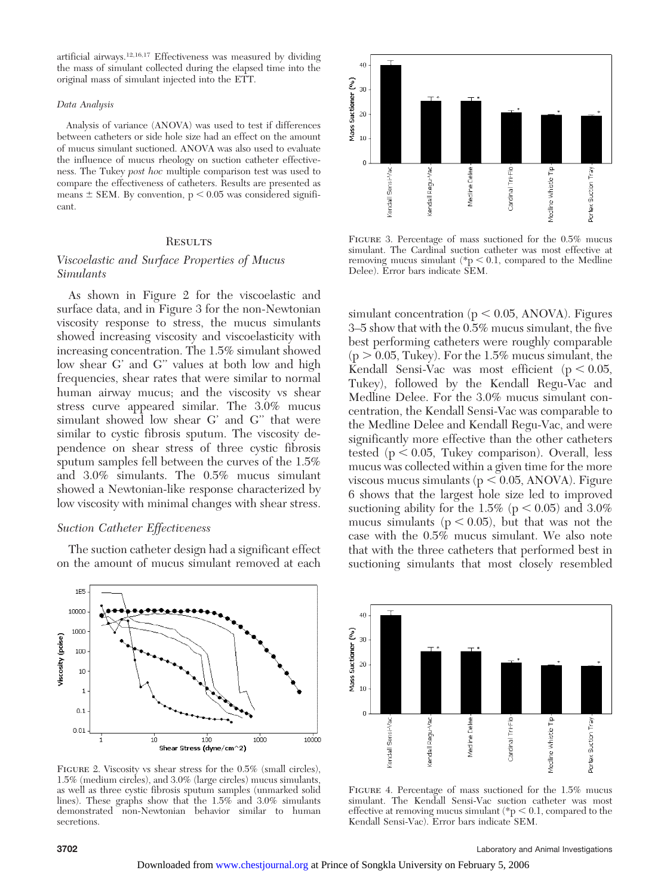artificial airways.[12,16,17] Effectiveness was measured by dividing the mass of simulant collected during the elapsed time into the original mass of simulant injected into the ETT.

*Data Analysis*

Analysis of variance (ANOVA) was used to test if differences between catheters or side hole size had an effect on the amount of mucus simulant suctioned. ANOVA was also used to evaluate the influence of mucus rheology on suction catheter effectiveness. The Tukey *post hoc* multiple comparison test was used to compare the effectiveness of catheters. Results are presented as means ± SEM. By convention, $p < 0.05$ was considered significant.

## Results

### *Viscoelastic and Surface Properties of Mucus Simulants*

As shown in Figure 2 for the viscoelastic and surface data, and in Figure 3 for the non-Newtonian viscosity response to stress, the mucus simulants showed increasing viscosity and viscoelasticity with increasing concentration. The 1.5% simulant showed low shear G' and G" values at both low and high frequencies, shear rates that were similar to normal human airway mucus; and the viscosity vs shear stress curve appeared similar. The 3.0% mucus simulant showed low shear G' and G" that were similar to cystic fibrosis sputum. The viscosity dependence on shear stress of three cystic fibrosis sputum samples fell between the curves of the 1.5% and 3.0% simulants. The 0.5% mucus simulant showed a Newtonian-like response characterized by low viscosity with minimal changes with shear stress.

### *Suction Catheter Effectiveness*

The suction catheter design had a significant effect on the amount of mucus simulant removed at each simulant concentration ($p < 0.05$, ANOVA). Figures 3–5 show that with the 0.5% mucus simulant, the five best performing catheters were roughly comparable ($p > 0.05$, Tukey). For the 1.5% mucus simulant, the Kendall Sensi-Vac was most efficient ($p < 0.05$, Tukey), followed by the Kendall Regu-Vac and Medline Delee. For the 3.0% mucus simulant concentration, the Kendall Sensi-Vac was comparable to the Medline Delee and Kendall Regu-Vac, and were significantly more effective than the other catheters tested ($p < 0.05$, Tukey comparison). Overall, less mucus was collected within a given time for the more viscous mucus simulants ($p < 0.05$, ANOVA). Figure 6 shows that the largest hole size led to improved suctioning ability for the 1.5% ($p < 0.05$) and 3.0% mucus simulants ($p < 0.05$), but that was not the case with the 0.5% mucus simulant. We also note that with the three catheters that performed best in suctioning simulants that most closely resembled

FIGURE 2. Viscosity vs shear stress for the 0.5% (small circles), 1.5% (medium circles), and 3.0% (large circles) mucus simulants, as well as three cystic fibrosis sputum samples (unmarked solid lines). These graphs show that the 1.5% and 3.0% simulants demonstrated non-Newtonian behavior similar to human secretions.

FIGURE 3. Percentage of mass suctioned for the 0.5% mucus simulant. The Cardinal suction catheter was most effective at removing mucus simulant (*$p < 0.1$, compared to the Medline Delee). Error bars indicate SEM.

FIGURE 4. Percentage of mass suctioned for the 1.5% mucus simulant. The Kendall Sensi-Vac suction catheter was most effective at removing mucus simulant (*$p < 0.1$, compared to the Kendall Sensi-Vac). Error bars indicate SEM.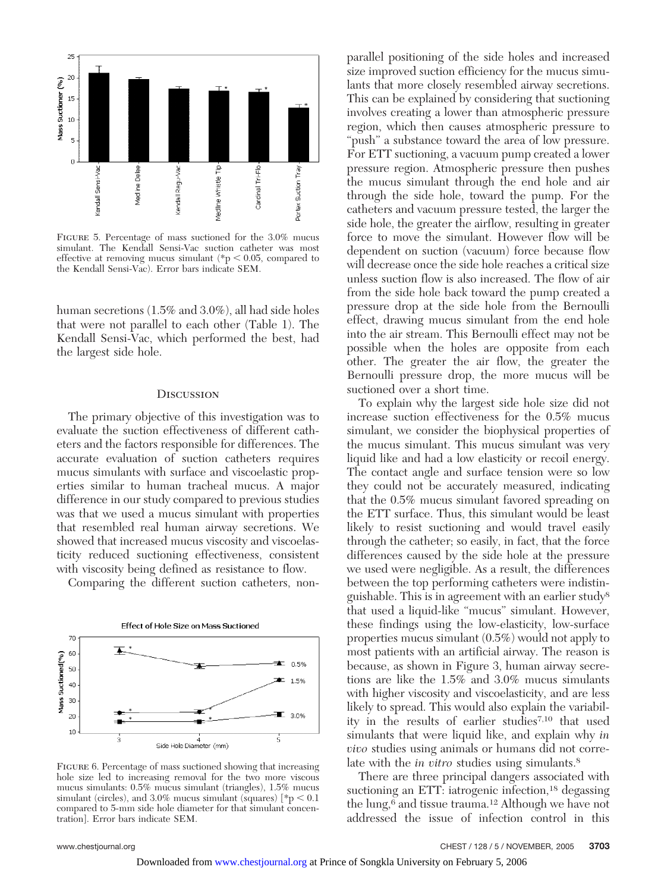Mass Suctioned (%)

25
20
15
10
5
0

Kendall Sensi-Vac
Medline Delee
Kendall Regu-Vac
Medline Whistle Tip
Cardinal Tri-Flo
Portex Suction Tray

*
*
*

FIGURE 5. Percentage of mass suctioned for the 3.0% mucus simulant. The Kendall Sensi-Vac suction catheter was most effective at removing mucus simulant (\*p < 0.05, compared to the Kendall Sensi-Vac). Error bars indicate SEM.

human secretions (1.5% and 3.0%), all had side holes that were not parallel to each other (Table 1). The Kendall Sensi-Vac, which performed the best, had the largest side hole.

## Discussion

The primary objective of this investigation was to evaluate the suction effectiveness of different catheters and the factors responsible for differences. The accurate evaluation of suction catheters requires mucus simulants with surface and viscoelastic properties similar to human tracheal mucus. A major difference in our study compared to previous studies was that we used a mucus simulant with properties that resembled real human airway secretions. We showed that increased mucus viscosity and viscoelasticity reduced suctioning effectiveness, consistent with viscosity being defined as resistance to flow.

Comparing the different suction catheters, non-parallel positioning of the side holes and increased size improved suction efficiency for the mucus simulants that more closely resembled airway secretions. This can be explained by considering that suctioning involves creating a lower than atmospheric pressure region, which then causes atmospheric pressure to "push" a substance toward the area of low pressure. For ETT suctioning, a vacuum pump created a lower pressure region. Atmospheric pressure then pushes the mucus simulant through the end hole and air through the side hole, toward the pump. For the catheters and vacuum pressure tested, the larger the side hole, the greater the airflow, resulting in greater force to move the simulant. However flow will be dependent on suction (vacuum) force because flow will decrease once the side hole reaches a critical size unless suction flow is also increased. The flow of air from the side hole back toward the pump created a pressure drop at the side hole from the Bernoulli effect, drawing mucus simulant from the end hole into the air stream. This Bernoulli effect may not be possible when the holes are opposite from each other. The greater the air flow, the greater the Bernoulli pressure drop, the more mucus will be suctioned over a short time.

Effect of Hole Size on Mass Suctioned

Mass Suctioned(%)

70
60
50
40
30
20
10

3
4
5

Side Hole Diameter (mm)

0.5%
1.5%
3.0%

\*
\*
\*
\*
\*

FIGURE 6. Percentage of mass suctioned showing that increasing hole size led to increasing removal for the two more viscous mucus simulants: 0.5% mucus simulant (triangles), 1.5% mucus simulant (circles), and 3.0% mucus simulant (squares) [\*p < 0.1 compared to 5-mm side hole diameter for that simulant concentration]. Error bars indicate SEM.

To explain why the largest side hole size did not increase suction effectiveness for the 0.5% mucus simulant, we consider the biophysical properties of the mucus simulant. This mucus simulant was very liquid like and had a low elasticity or recoil energy. The contact angle and surface tension were so low they could not be accurately measured, indicating that the 0.5% mucus simulant favored spreading on the ETT surface. Thus, this simulant would be least likely to resist suctioning and would travel easily through the catheter; so easily, in fact, that the force differences caused by the side hole at the pressure we used were negligible. As a result, the differences between the top performing catheters were indistinguishable. This is in agreement with an earlier study[8] that used a liquid-like "mucus" simulant. However, these findings using the low-elasticity, low-surface properties mucus simulant (0.5%) would not apply to most patients with an artificial airway. The reason is because, as shown in Figure 3, human airway secretions are like the 1.5% and 3.0% mucus simulants with higher viscosity and viscoelasticity, and are less likely to spread. This would also explain the variability in the results of earlier studies[7,10] that used simulants that were liquid like, and explain why *in vivo* studies using animals or humans did not correlate with the *in vitro* studies using simulants.[8]

There are three principal dangers associated with suctioning an ETT: iatrogenic infection,[18] degassing the lung,[6] and tissue trauma.[12] Although we have not addressed the issue of infection control in this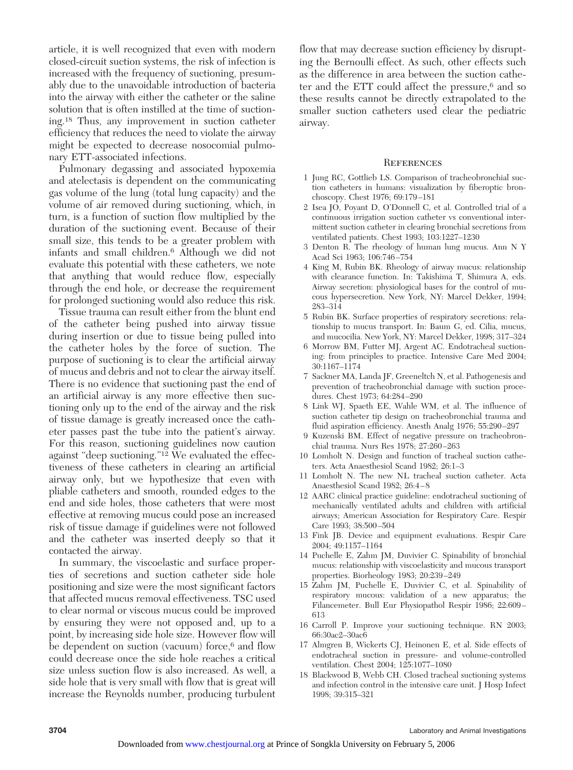article, it is well recognized that even with modern closed-circuit suction systems, the risk of infection is increased with the frequency of suctioning, presumably due to the unavoidable introduction of bacteria into the airway with either the catheter or the saline solution that is often instilled at the time of suctioning.[18] Thus, any improvement in suction catheter efficiency that reduces the need to violate the airway might be expected to decrease nosocomial pulmonary ETT-associated infections.

Pulmonary degassing and associated hypoxemia and atelectasis is dependent on the communicating gas volume of the lung (total lung capacity) and the volume of air removed during suctioning, which, in turn, is a function of suction flow multiplied by the duration of the suctioning event. Because of their small size, this tends to be a greater problem with infants and small children.[6] Although we did not evaluate this potential with these catheters, we note that anything that would reduce flow, especially through the end hole, or decrease the requirement for prolonged suctioning would also reduce this risk.

Tissue trauma can result either from the blunt end of the catheter being pushed into airway tissue during insertion or due to tissue being pulled into the catheter holes by the force of suction. The purpose of suctioning is to clear the artificial airway of mucus and debris and not to clear the airway itself. There is no evidence that suctioning past the end of an artificial airway is any more effective then suctioning only up to the end of the airway and the risk of tissue damage is greatly increased once the catheter passes past the tube into the patient's airway. For this reason, suctioning guidelines now caution against "deep suctioning."[12] We evaluated the effectiveness of these catheters in clearing an artificial airway only, but we hypothesize that even with pliable catheters and smooth, rounded edges to the end and side holes, those catheters that were most effective at removing mucus could pose an increased risk of tissue damage if guidelines were not followed and the catheter was inserted deeply so that it contacted the airway.

In summary, the viscoelastic and surface properties of secretions and suction catheter side hole positioning and size were the most significant factors that affected mucus removal effectiveness. TSC used to clear normal or viscous mucus could be improved by ensuring they were not opposed and, up to a point, by increasing side hole size. However flow will be dependent on suction (vacuum) force,[6] and flow could decrease once the side hole reaches a critical size unless suction flow is also increased. As well, a side hole that is very small with flow that is great will increase the Reynolds number, producing turbulent flow that may decrease suction efficiency by disrupting the Bernoulli effect. As such, other effects such as the difference in area between the suction catheter and the ETT could affect the pressure,[6] and so these results cannot be directly extrapolated to the smaller suction catheters used clear the pediatric airway.

## References

1. Jung RC, Gottlieb LS. Comparison of tracheobronchial suction catheters in humans: visualization by fiberoptic bronchoscopy. Chest 1976; 69:179–181
2. Isea JO, Poyant D, O'Donnell C, et al. Controlled trial of a continuous irrigation suction catheter vs conventional intermittent suction catheter in clearing bronchial secretions from ventilated patients. Chest 1993; 103:1227–1230
3. Denton R. The rheology of human lung mucus. Ann N Y Acad Sci 1963; 106:746–754
4. King M, Rubin BK. Rheology of airway mucus: relationship with clearance function. In: Takishima T, Shimura A, eds. Airway secretion: physiological bases for the control of mucous hypersecretion. New York, NY: Marcel Dekker, 1994; 283–314
5. Rubin BK. Surface properties of respiratory secretions: relationship to mucus transport. In: Baum G, ed. Cilia, mucus, and mucocilia. New York, NY: Marcel Dekker, 1998; 317–324
6. Morrow BM, Futter MJ, Argent AC. Endotracheal suctioning: from principles to practice. Intensive Care Med 2004; 30:1167–1174
7. Sackner MA, Landa JF, Greeneltch N, et al. Pathogenesis and prevention of tracheobronchial damage with suction procedures. Chest 1973; 64:284–290
8. Link WJ, Spaeth EE, Wahle WM, et al. The influence of suction catheter tip design on tracheobronchial trauma and fluid aspiration efficiency. Anesth Analg 1976; 55:290–297
9. Kuzenski BM. Effect of negative pressure on tracheobronchial trauma. Nurs Res 1978; 27:260–263
10. Lomholt N. Design and function of tracheal suction catheters. Acta Anaesthesiol Scand 1982; 26:1–3
11. Lomholt N. The new NL tracheal suction catheter. Acta Anaesthesiol Scand 1982; 26:4–8
12. AARC clinical practice guideline: endotracheal suctioning of mechanically ventilated adults and children with artificial airways; American Association for Respiratory Care. Respir Care 1993; 38:500–504
13. Fink JB. Device and equipment evaluations. Respir Care 2004; 49:1157–1164
14. Puchelle E, Zahm JM, Duvivier C. Spinability of bronchial mucus: relationship with viscoelasticity and mucous transport properties. Biorheology 1983; 20:239–249
15. Zahm JM, Puchelle E, Duvivier C, et al. Spinability of respiratory mucous: validation of a new apparatus; the Filancemeter. Bull Eur Physiopathol Respir 1986; 22:609–613
16. Carroll P. Improve your suctioning technique. RN 2003; 66:30ac2–30ac6
17. Almgren B, Wickerts CJ, Heinonen E, et al. Side effects of endotracheal suction in pressure- and volume-controlled ventilation. Chest 2004; 125:1077–1080
18. Blackwood B, Webb CH. Closed tracheal suctioning systems and infection control in the intensive care unit. J Hosp Infect 1998; 39:315–321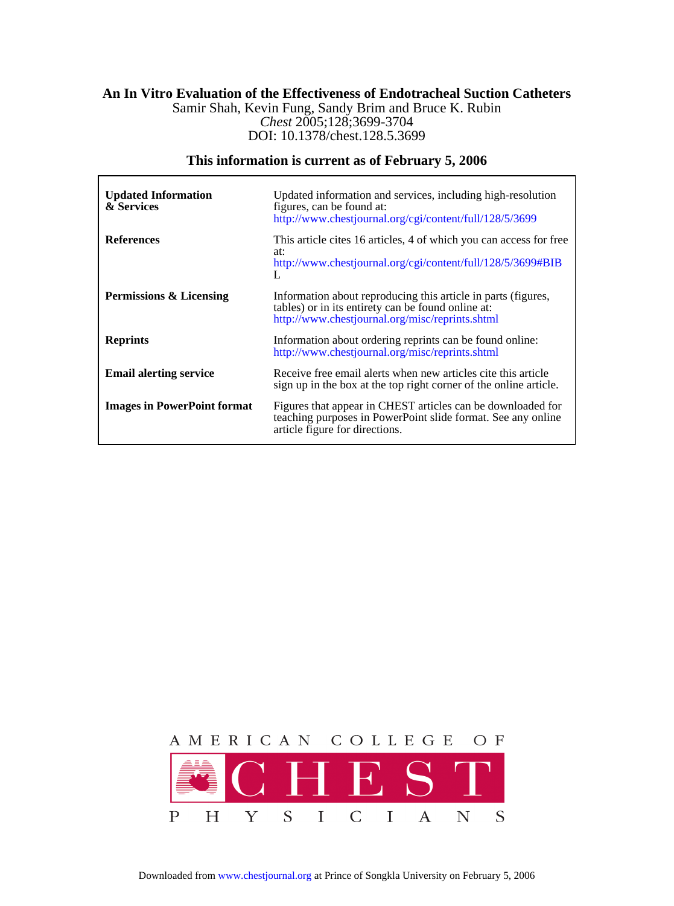# An In Vitro Evaluation of the Effectiveness of Endotracheal Suction Catheters

Samir Shah, Kevin Fung, Sandy Brim and Bruce K. Rubin

*Chest* 2005;128;3699-3704

DOI: 10.1378/chest.128.5.3699

## This information is current as of February 5, 2006

| | |
|---|---|
| **Updated Information & Services** | Updated information and services, including high-resolution figures, can be found at: http://www.chestjournal.org/cgi/content/full/128/5/3699 |
| **References** | This article cites 16 articles, 4 of which you can access for free at: http://www.chestjournal.org/cgi/content/full/128/5/3699#BIBL |
| **Permissions & Licensing** | Information about reproducing this article in parts (figures, tables) or in its entirety can be found online at: http://www.chestjournal.org/misc/reprints.shtml |
| **Reprints** | Information about ordering reprints can be found online: http://www.chestjournal.org/misc/reprints.shtml |
| **Email alerting service** | Receive free email alerts when new articles cite this article sign up in the box at the top right corner of the online article. |
| **Images in PowerPoint format** | Figures that appear in CHEST articles can be downloaded for teaching purposes in PowerPoint slide format. See any online article figure for directions. |

AMERICAN COLLEGE OF CHEST PHYSICIANS

Downloaded from www.chestjournal.org at Prince of Songkla University on February 5, 2006